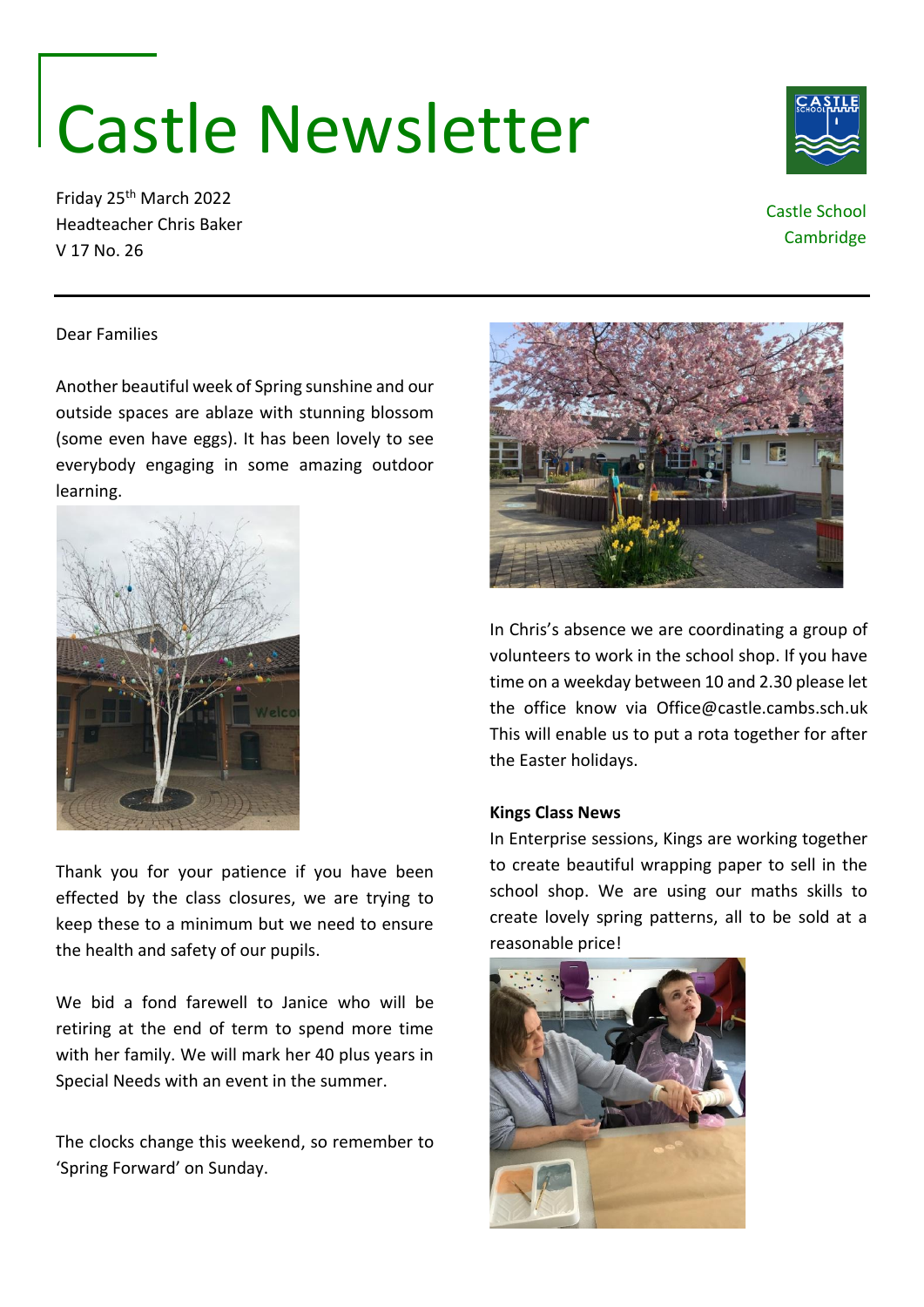# Castle Newsletter

Friday 25th March 2022
Headteacher Chris Baker
V 17 No. 26

Castle School
Cambridge

Dear Families

Another beautiful week of Spring sunshine and our outside spaces are ablaze with stunning blossom (some even have eggs). It has been lovely to see everybody engaging in some amazing outdoor learning.

Thank you for your patience if you have been effected by the class closures, we are trying to keep these to a minimum but we need to ensure the health and safety of our pupils.

We bid a fond farewell to Janice who will be retiring at the end of term to spend more time with her family. We will mark her 40 plus years in Special Needs with an event in the summer.

The clocks change this weekend, so remember to 'Spring Forward' on Sunday.

In Chris's absence we are coordinating a group of volunteers to work in the school shop. If you have time on a weekday between 10 and 2.30 please let the office know via Office@castle.cambs.sch.uk This will enable us to put a rota together for after the Easter holidays.

**Kings Class News**

In Enterprise sessions, Kings are working together to create beautiful wrapping paper to sell in the school shop. We are using our maths skills to create lovely spring patterns, all to be sold at a reasonable price!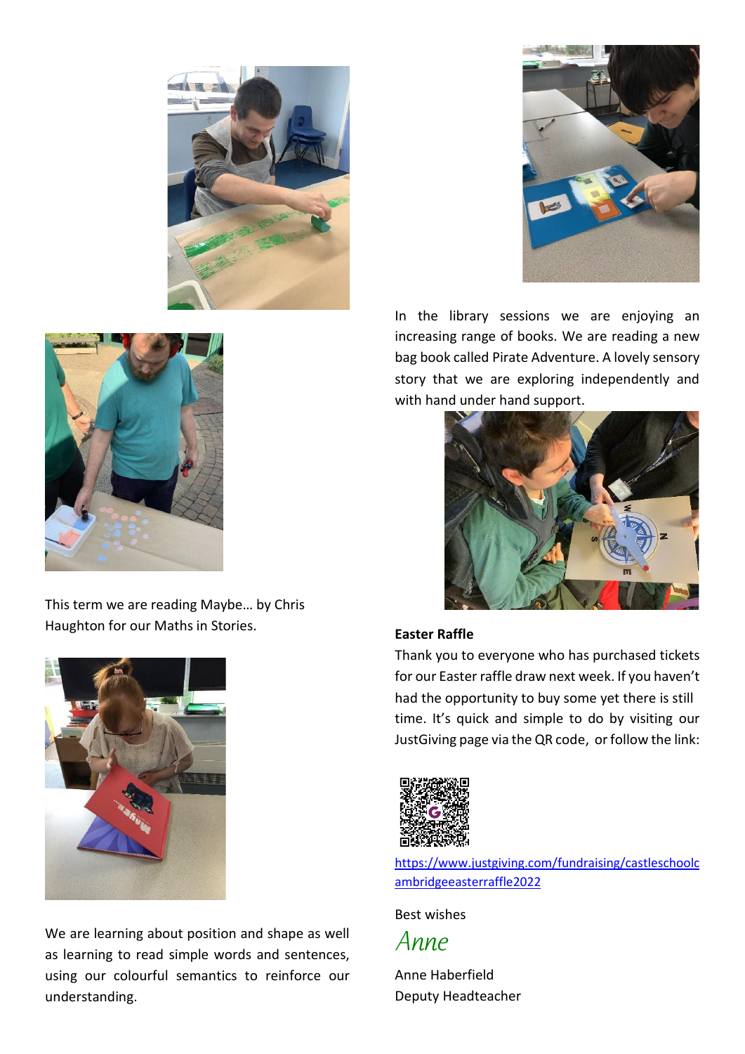This term we are reading Maybe… by Chris Haughton for our Maths in Stories.

We are learning about position and shape as well as learning to read simple words and sentences, using our colourful semantics to reinforce our understanding.

In the library sessions we are enjoying an increasing range of books. We are reading a new bag book called Pirate Adventure. A lovely sensory story that we are exploring independently and with hand under hand support.

**Easter Raffle**

Thank you to everyone who has purchased tickets for our Easter raffle draw next week. If you haven't had the opportunity to buy some yet there is still time. It's quick and simple to do by visiting our JustGiving page via the QR code, or follow the link:

https://www.justgiving.com/fundraising/castleschoolcambridgeeasterraffle2022

Best wishes

*Anne*

Anne Haberfield
Deputy Headteacher